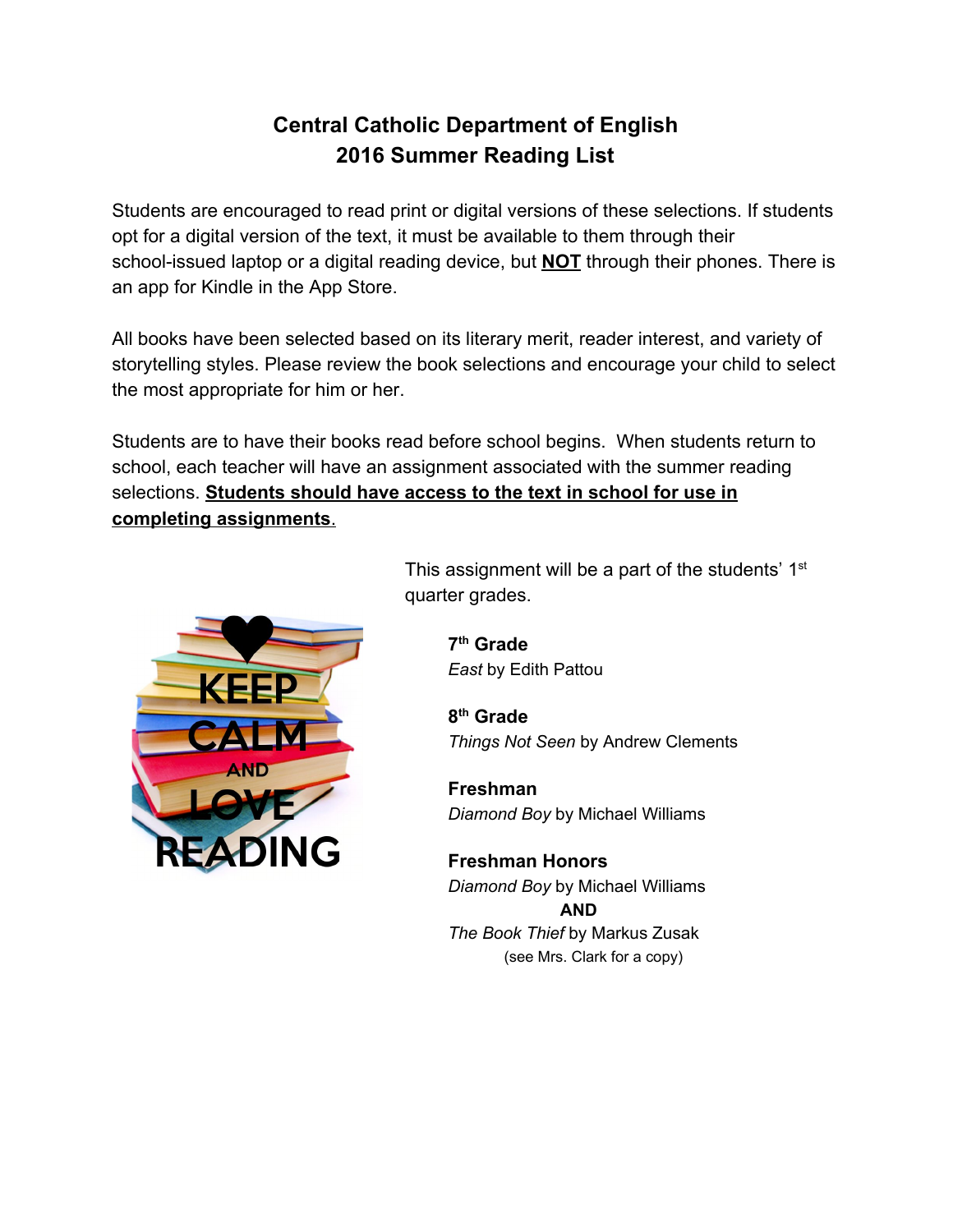# Central Catholic Department of English
# 2016 Summer Reading List

Students are encouraged to read print or digital versions of these selections. If students opt for a digital version of the text, it must be available to them through their school-issued laptop or a digital reading device, but **NOT** through their phones. There is an app for Kindle in the App Store.

All books have been selected based on its literary merit, reader interest, and variety of storytelling styles. Please review the book selections and encourage your child to select the most appropriate for him or her.

Students are to have their books read before school begins. When students return to school, each teacher will have an assignment associated with the summer reading selections. **Students should have access to the text in school for use in completing assignments**.

This assignment will be a part of the students' 1st quarter grades.

**7th Grade**
*East* by Edith Pattou

**8th Grade**
*Things Not Seen* by Andrew Clements

**Freshman**
*Diamond Boy* by Michael Williams

**Freshman Honors**
*Diamond Boy* by Michael Williams
**AND**
*The Book Thief* by Markus Zusak
(see Mrs. Clark for a copy)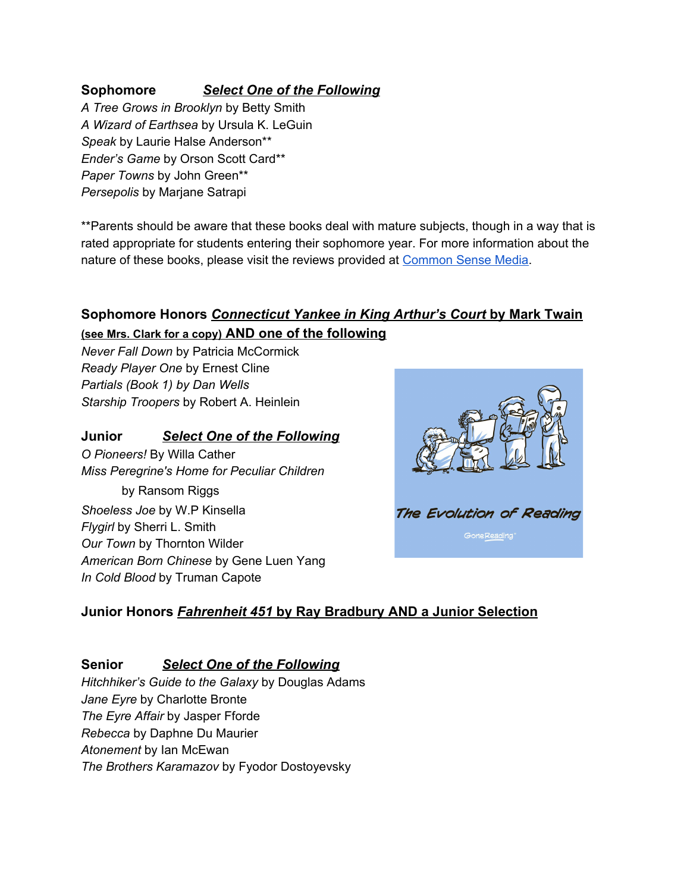**Sophomore** ***Select One of the Following***

*A Tree Grows in Brooklyn* by Betty Smith
*A Wizard of Earthsea* by Ursula K. LeGuin
*Speak* by Laurie Halse Anderson**
*Ender's Game* by Orson Scott Card**
*Paper Towns* by John Green**
*Persepolis* by Marjane Satrapi

**Parents should be aware that these books deal with mature subjects, though in a way that is rated appropriate for students entering their sophomore year. For more information about the nature of these books, please visit the reviews provided at [Common Sense Media](Common Sense Media).

**Sophomore Honors *Connecticut Yankee in King Arthur's Court* by Mark Twain (see Mrs. Clark for a copy) AND one of the following**

*Never Fall Down* by Patricia McCormick
*Ready Player One* by Ernest Cline
*Partials (Book 1) by Dan Wells*
*Starship Troopers* by Robert A. Heinlein

**Junior** ***Select One of the Following***

*O Pioneers!* By Willa Cather
*Miss Peregrine's Home for Peculiar Children* by Ransom Riggs
*Shoeless Joe* by W.P Kinsella
*Flygirl* by Sherri L. Smith
*Our Town* by Thornton Wilder
*American Born Chinese* by Gene Luen Yang
*In Cold Blood* by Truman Capote

**Junior Honors *Fahrenheit 451* by Ray Bradbury AND a Junior Selection**

**Senior** ***Select One of the Following***

*Hitchhiker's Guide to the Galaxy* by Douglas Adams
*Jane Eyre* by Charlotte Bronte
*The Eyre Affair* by Jasper Fforde
*Rebecca* by Daphne Du Maurier
*Atonement* by Ian McEwan
*The Brothers Karamazov* by Fyodor Dostoyevsky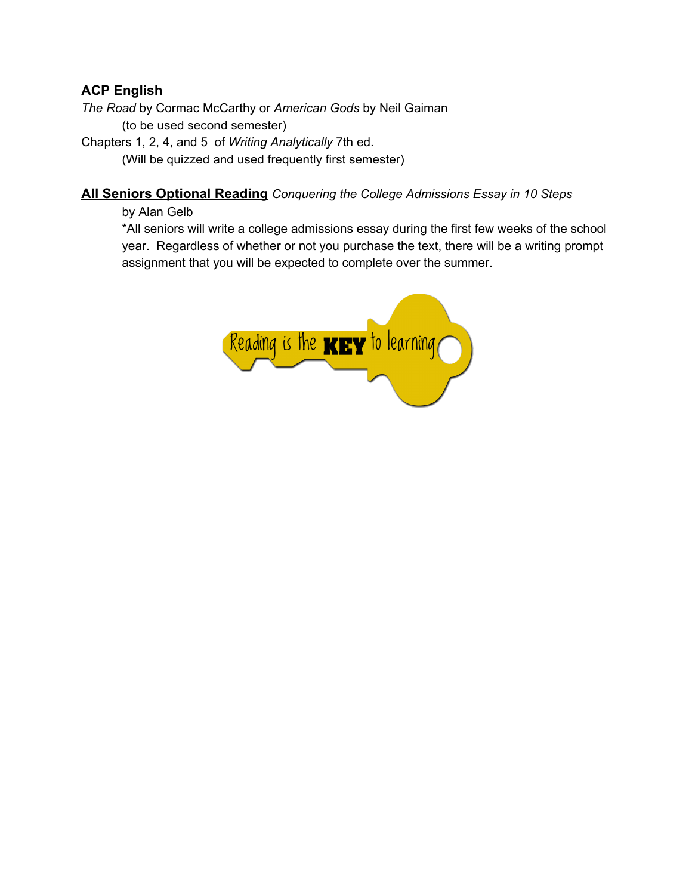**ACP English**

*The Road* by Cormac McCarthy or *American Gods* by Neil Gaiman
(to be used second semester)

Chapters 1, 2, 4, and 5 of *Writing Analytically* 7th ed.
(Will be quizzed and used frequently first semester)

**All Seniors Optional Reading** *Conquering the College Admissions Essay in 10 Steps* by Alan Gelb

*All seniors will write a college admissions essay during the first few weeks of the school year. Regardless of whether or not you purchase the text, there will be a writing prompt assignment that you will be expected to complete over the summer.

Reading is the **KEY** to learning